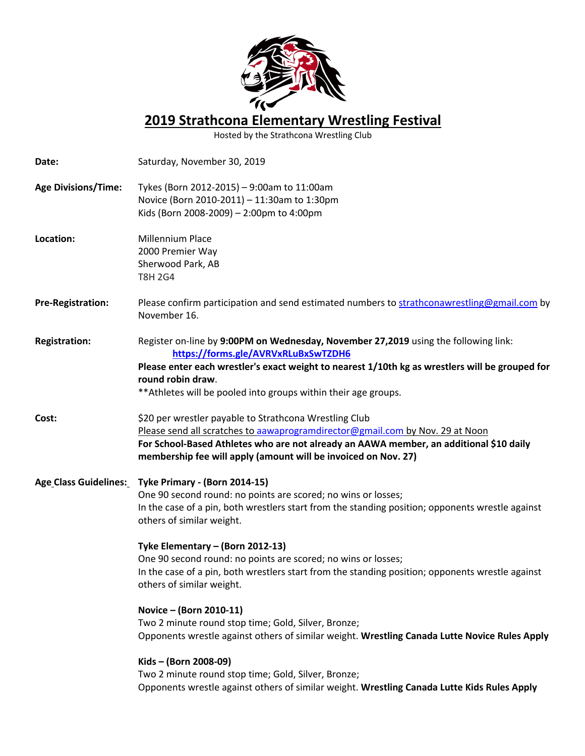# 2019 Strathcona Elementary Wrestling Festival

Hosted by the Strathcona Wrestling Club

**Date:** Saturday, November 30, 2019

**Age Divisions/Time:**
Tykes (Born 2012-2015) – 9:00am to 11:00am
Novice (Born 2010-2011) – 11:30am to 1:30pm
Kids (Born 2008-2009) – 2:00pm to 4:00pm

**Location:**
Millennium Place
2000 Premier Way
Sherwood Park, AB
T8H 2G4

**Pre-Registration:** Please confirm participation and send estimated numbers to strathconawrestling@gmail.com by November 16.

**Registration:** Register on-line by **9:00PM on Wednesday, November 27,2019** using the following link:
**https://forms.gle/AVRVxRLuBxSwTZDH6**
**Please enter each wrestler's exact weight to nearest 1/10th kg as wrestlers will be grouped for round robin draw**.
**Athletes will be pooled into groups within their age groups.

**Cost:** $20 per wrestler payable to Strathcona Wrestling Club
Please send all scratches to aawaprogramdirector@gmail.com by Nov. 29 at Noon
**For School-Based Athletes who are not already an AAWA member, an additional $10 daily membership fee will apply (amount will be invoiced on Nov. 27)**

**Age Class Guidelines:**

**Tyke Primary - (Born 2014-15)**
One 90 second round: no points are scored; no wins or losses;
In the case of a pin, both wrestlers start from the standing position; opponents wrestle against others of similar weight.

**Tyke Elementary – (Born 2012-13)**
One 90 second round: no points are scored; no wins or losses;
In the case of a pin, both wrestlers start from the standing position; opponents wrestle against others of similar weight.

**Novice – (Born 2010-11)**
Two 2 minute round stop time; Gold, Silver, Bronze;
Opponents wrestle against others of similar weight. **Wrestling Canada Lutte Novice Rules Apply**

**Kids – (Born 2008-09)**
Two 2 minute round stop time; Gold, Silver, Bronze;
Opponents wrestle against others of similar weight. **Wrestling Canada Lutte Kids Rules Apply**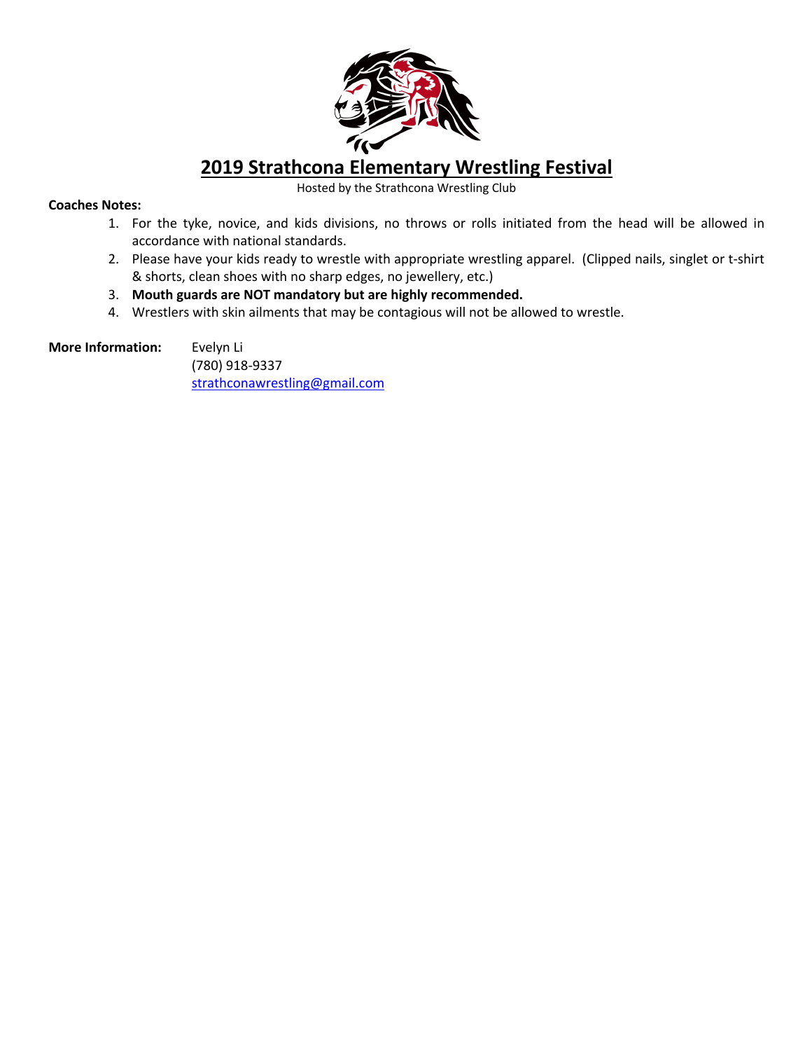# 2019 Strathcona Elementary Wrestling Festival

Hosted by the Strathcona Wrestling Club

**Coaches Notes:**

1. For the tyke, novice, and kids divisions, no throws or rolls initiated from the head will be allowed in accordance with national standards.
2. Please have your kids ready to wrestle with appropriate wrestling apparel. (Clipped nails, singlet or t-shirt & shorts, clean shoes with no sharp edges, no jewellery, etc.)
3. **Mouth guards are NOT mandatory but are highly recommended.**
4. Wrestlers with skin ailments that may be contagious will not be allowed to wrestle.

**More Information:** Evelyn Li
(780) 918-9337
strathconawrestling@gmail.com